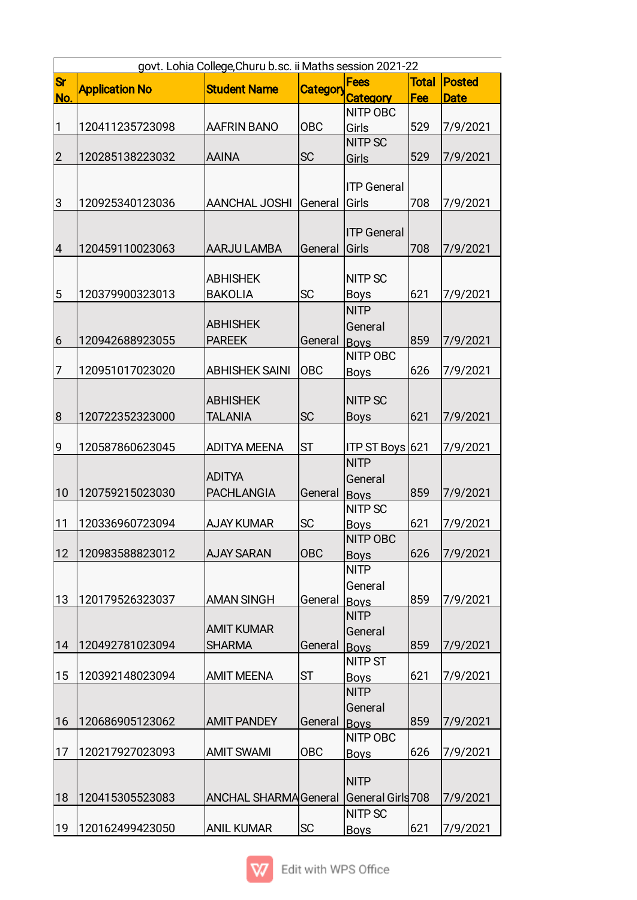| govt. Lohia College,Churu b.sc. ii Maths session 2021-22 | | | | | | |
|---|---|---|---|---|---|---|
| Sr No. | Application No | Student Name | Category | Fees Category | Total Fee | Posted Date |
| 1 | 120411235723098 | AAFRIN BANO | OBC | NITP OBC Girls | 529 | 7/9/2021 |
| 2 | 120285138223032 | AAINA | SC | NITP SC Girls | 529 | 7/9/2021 |
| 3 | 120925340123036 | AANCHAL JOSHI | General | ITP General Girls | 708 | 7/9/2021 |
| 4 | 120459110023063 | AARJU LAMBA | General | ITP General Girls | 708 | 7/9/2021 |
| 5 | 120379900323013 | ABHISHEK BAKOLIA | SC | NITP SC Boys | 621 | 7/9/2021 |
| 6 | 120942688923055 | ABHISHEK PAREEK | General | NITP General Boys | 859 | 7/9/2021 |
| 7 | 120951017023020 | ABHISHEK SAINI | OBC | NITP OBC Boys | 626 | 7/9/2021 |
| 8 | 120722352323000 | ABHISHEK TALANIA | SC | NITP SC Boys | 621 | 7/9/2021 |
| 9 | 120587860623045 | ADITYA MEENA | ST | ITP ST Boys | 621 | 7/9/2021 |
| 10 | 120759215023030 | ADITYA PACHLANGIA | General | NITP General Boys | 859 | 7/9/2021 |
| 11 | 120336960723094 | AJAY KUMAR | SC | NITP SC Boys | 621 | 7/9/2021 |
| 12 | 120983588823012 | AJAY SARAN | OBC | NITP OBC Boys | 626 | 7/9/2021 |
| 13 | 120179526323037 | AMAN SINGH | General | NITP General Boys | 859 | 7/9/2021 |
| 14 | 120492781023094 | AMIT KUMAR SHARMA | General | NITP General Boys | 859 | 7/9/2021 |
| 15 | 120392148023094 | AMIT MEENA | ST | NITP ST Boys | 621 | 7/9/2021 |
| 16 | 120686905123062 | AMIT PANDEY | General | NITP General Boys | 859 | 7/9/2021 |
| 17 | 120217927023093 | AMIT SWAMI | OBC | NITP OBC Boys | 626 | 7/9/2021 |
| 18 | 120415305523083 | ANCHAL SHARMA | General | NITP General Girls | 708 | 7/9/2021 |
| 19 | 120162499423050 | ANIL KUMAR | SC | NITP SC Boys | 621 | 7/9/2021 |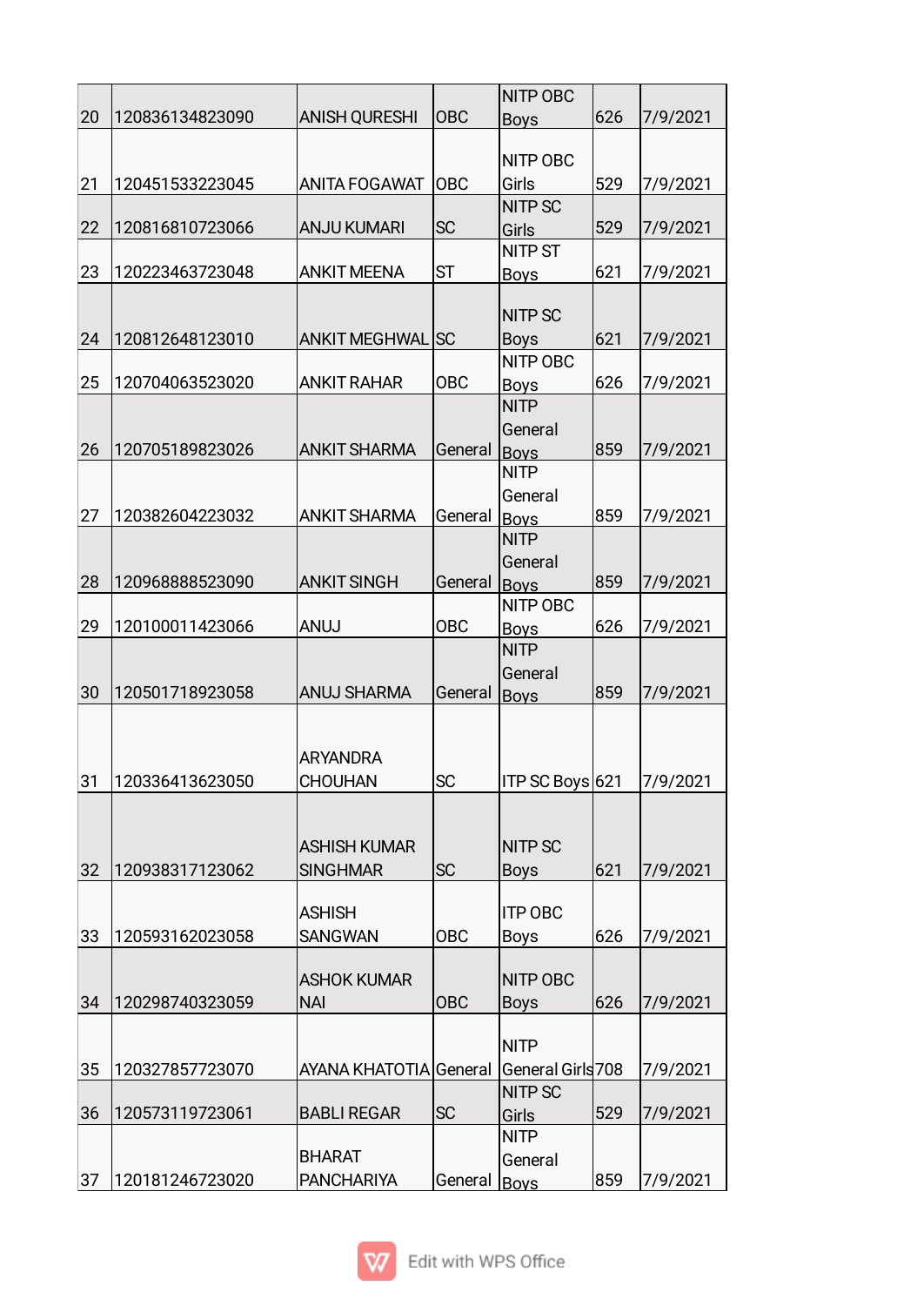| 20 | 120836134823090 | ANISH QURESHI | OBC | NITP OBC Boys | 626 | 7/9/2021 |
|---|---|---|---|---|---|---|
| 21 | 120451533223045 | ANITA FOGAWAT | OBC | NITP OBC Girls | 529 | 7/9/2021 |
| 22 | 120816810723066 | ANJU KUMARI | SC | NITP SC Girls | 529 | 7/9/2021 |
| 23 | 120223463723048 | ANKIT MEENA | ST | NITP ST Boys | 621 | 7/9/2021 |
| 24 | 120812648123010 | ANKIT MEGHWAL | SC | NITP SC Boys | 621 | 7/9/2021 |
| 25 | 120704063523020 | ANKIT RAHAR | OBC | NITP OBC Boys | 626 | 7/9/2021 |
| 26 | 120705189823026 | ANKIT SHARMA | General | NITP General Boys | 859 | 7/9/2021 |
| 27 | 120382604223032 | ANKIT SHARMA | General | NITP General Boys | 859 | 7/9/2021 |
| 28 | 120968888523090 | ANKIT SINGH | General | NITP General Boys | 859 | 7/9/2021 |
| 29 | 120100011423066 | ANUJ | OBC | NITP OBC Boys | 626 | 7/9/2021 |
| 30 | 120501718923058 | ANUJ SHARMA | General | NITP General Boys | 859 | 7/9/2021 |
| 31 | 120336413623050 | ARYANDRA CHOUHAN | SC | ITP SC Boys | 621 | 7/9/2021 |
| 32 | 120938317123062 | ASHISH KUMAR SINGHMAR | SC | NITP SC Boys | 621 | 7/9/2021 |
| 33 | 120593162023058 | ASHISH SANGWAN | OBC | ITP OBC Boys | 626 | 7/9/2021 |
| 34 | 120298740323059 | ASHOK KUMAR NAI | OBC | NITP OBC Boys | 626 | 7/9/2021 |
| 35 | 120327857723070 | AYANA KHATOTIA | General | NITP General Girls | 708 | 7/9/2021 |
| 36 | 120573119723061 | BABLI REGAR | SC | NITP SC Girls | 529 | 7/9/2021 |
| 37 | 120181246723020 | BHARAT PANCHARIYA | General | NITP General Boys | 859 | 7/9/2021 |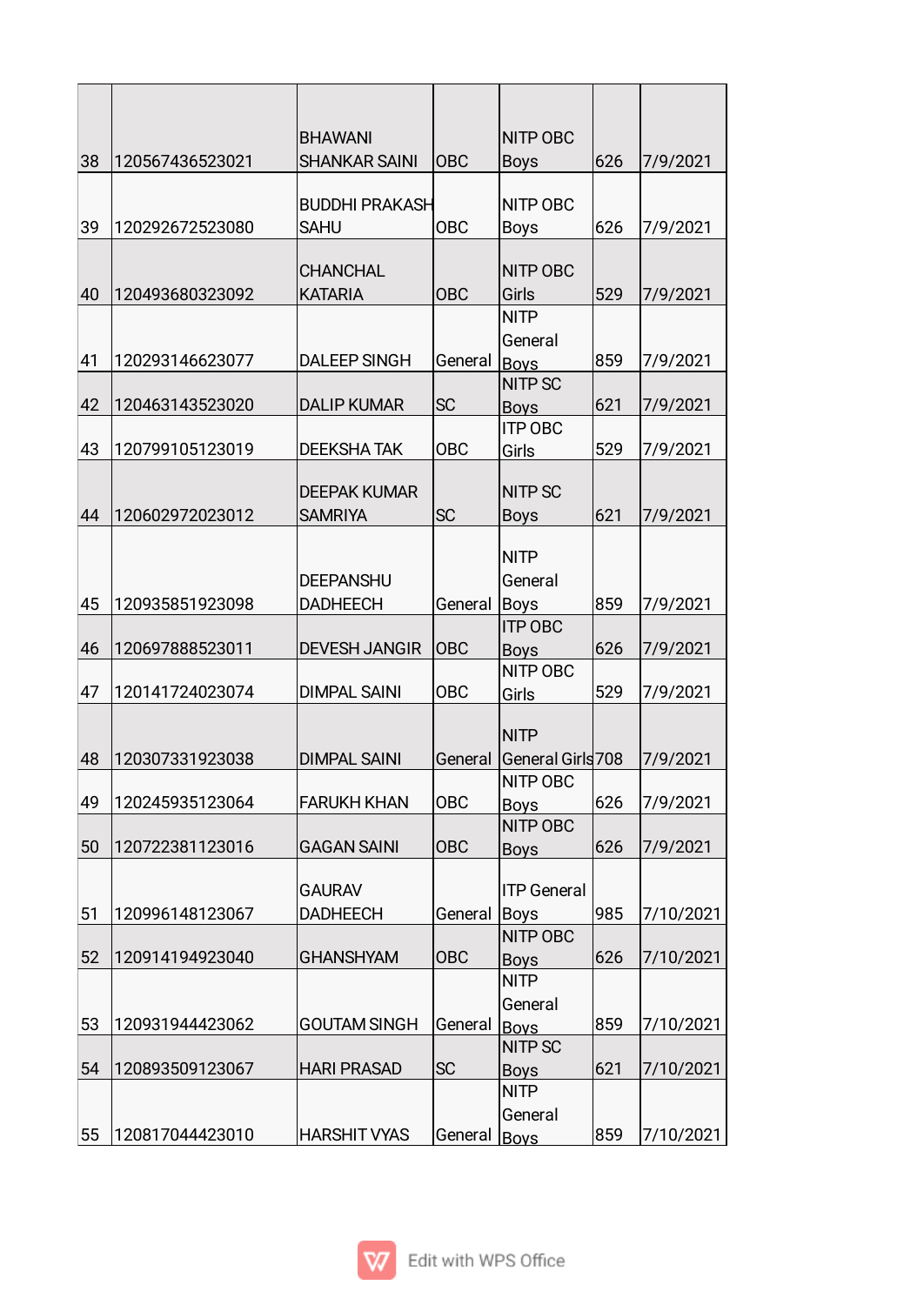| | | | | | | |
|---|---|---|---|---|---|---|
| 38 | 120567436523021 | BHAWANI SHANKAR SAINI | OBC | NITP OBC Boys | 626 | 7/9/2021 |
| 39 | 120292672523080 | BUDDHI PRAKASH SAHU | OBC | NITP OBC Boys | 626 | 7/9/2021 |
| 40 | 120493680323092 | CHANCHAL KATARIA | OBC | NITP OBC Girls | 529 | 7/9/2021 |
| 41 | 120293146623077 | DALEEP SINGH | General | NITP General Boys | 859 | 7/9/2021 |
| 42 | 120463143523020 | DALIP KUMAR | SC | NITP SC Boys | 621 | 7/9/2021 |
| 43 | 120799105123019 | DEEKSHA TAK | OBC | ITP OBC Girls | 529 | 7/9/2021 |
| 44 | 120602972023012 | DEEPAK KUMAR SAMRIYA | SC | NITP SC Boys | 621 | 7/9/2021 |
| 45 | 120935851923098 | DEEPANSHU DADHEECH | General | NITP General Boys | 859 | 7/9/2021 |
| 46 | 120697888523011 | DEVESH JANGIR | OBC | ITP OBC Boys | 626 | 7/9/2021 |
| 47 | 120141724023074 | DIMPAL SAINI | OBC | NITP OBC Girls | 529 | 7/9/2021 |
| 48 | 120307331923038 | DIMPAL SAINI | General | NITP General Girls | 708 | 7/9/2021 |
| 49 | 120245935123064 | FARUKH KHAN | OBC | NITP OBC Boys | 626 | 7/9/2021 |
| 50 | 120722381123016 | GAGAN SAINI | OBC | NITP OBC Boys | 626 | 7/9/2021 |
| 51 | 120996148123067 | GAURAV DADHEECH | General | ITP General Boys | 985 | 7/10/2021 |
| 52 | 120914194923040 | GHANSHYAM | OBC | NITP OBC Boys | 626 | 7/10/2021 |
| 53 | 120931944423062 | GOUTAM SINGH | General | NITP General Boys | 859 | 7/10/2021 |
| 54 | 120893509123067 | HARI PRASAD | SC | NITP SC Boys | 621 | 7/10/2021 |
| 55 | 120817044423010 | HARSHIT VYAS | General | NITP General Boys | 859 | 7/10/2021 |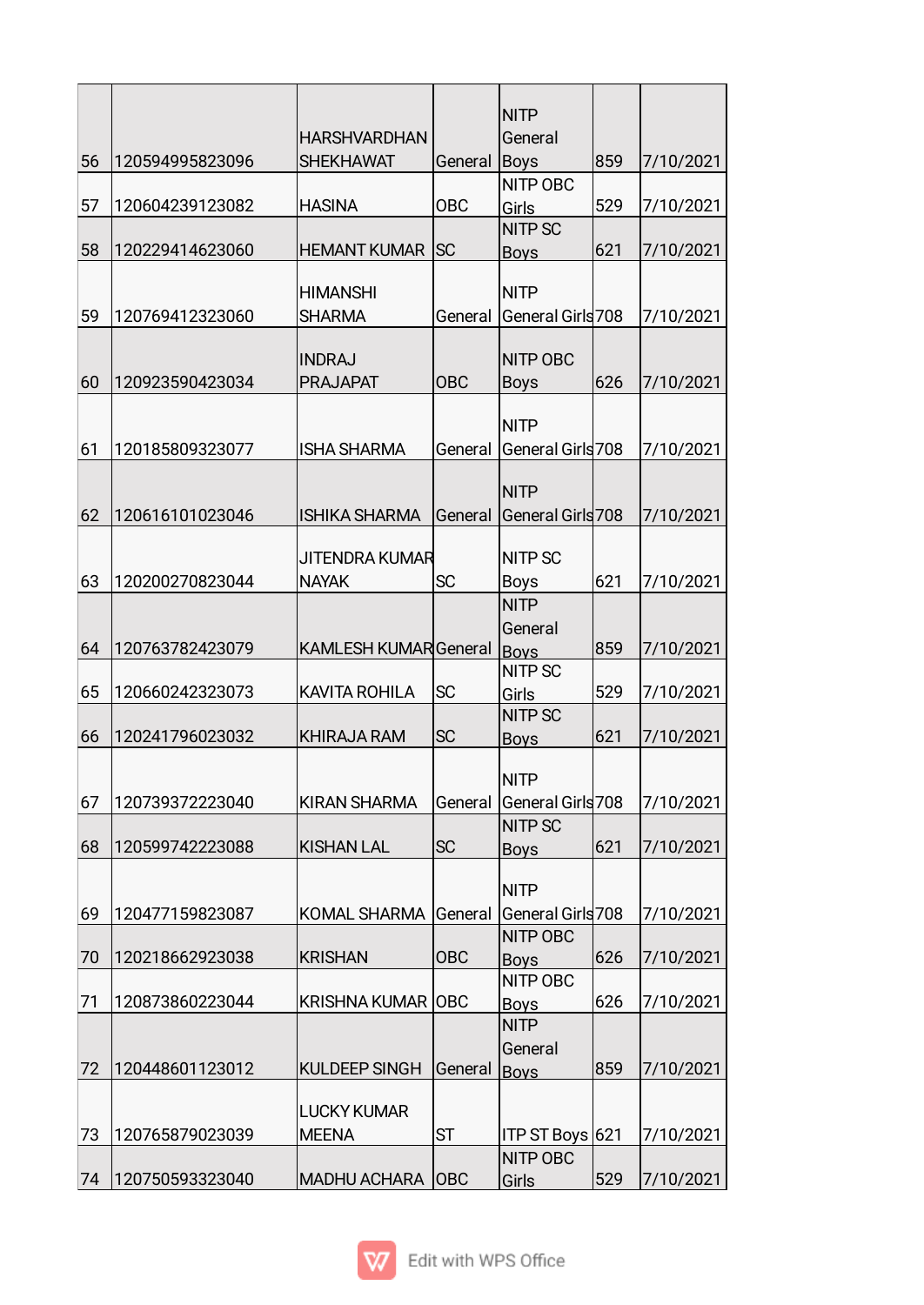| | | | | | | |
|---|---|---|---|---|---|---|
| 56 | 120594995823096 | HARSHVARDHAN SHEKHAWAT | General | NITP General Boys | 859 | 7/10/2021 |
| 57 | 120604239123082 | HASINA | OBC | NITP OBC Girls | 529 | 7/10/2021 |
| 58 | 120229414623060 | HEMANT KUMAR | SC | NITP SC Boys | 621 | 7/10/2021 |
| 59 | 120769412323060 | HIMANSHI SHARMA | General | NITP General Girls | 708 | 7/10/2021 |
| 60 | 120923590423034 | INDRAJ PRAJAPAT | OBC | NITP OBC Boys | 626 | 7/10/2021 |
| 61 | 120185809323077 | ISHA SHARMA | General | NITP General Girls | 708 | 7/10/2021 |
| 62 | 120616101023046 | ISHIKA SHARMA | General | NITP General Girls | 708 | 7/10/2021 |
| 63 | 120200270823044 | JITENDRA KUMAR NAYAK | SC | NITP SC Boys | 621 | 7/10/2021 |
| 64 | 120763782423079 | KAMLESH KUMAR | General | NITP General Boys | 859 | 7/10/2021 |
| 65 | 120660242323073 | KAVITA ROHILA | SC | NITP SC Girls | 529 | 7/10/2021 |
| 66 | 120241796023032 | KHIRAJA RAM | SC | NITP SC Boys | 621 | 7/10/2021 |
| 67 | 120739372223040 | KIRAN SHARMA | General | NITP General Girls | 708 | 7/10/2021 |
| 68 | 120599742223088 | KISHAN LAL | SC | NITP SC Boys | 621 | 7/10/2021 |
| 69 | 120477159823087 | KOMAL SHARMA | General | NITP General Girls | 708 | 7/10/2021 |
| 70 | 120218662923038 | KRISHAN | OBC | NITP OBC Boys | 626 | 7/10/2021 |
| 71 | 120873860223044 | KRISHNA KUMAR | OBC | NITP OBC Boys | 626 | 7/10/2021 |
| 72 | 120448601123012 | KULDEEP SINGH | General | NITP General Boys | 859 | 7/10/2021 |
| 73 | 120765879023039 | LUCKY KUMAR MEENA | ST | ITP ST Boys | 621 | 7/10/2021 |
| 74 | 120750593323040 | MADHU ACHARA | OBC | NITP OBC Girls | 529 | 7/10/2021 |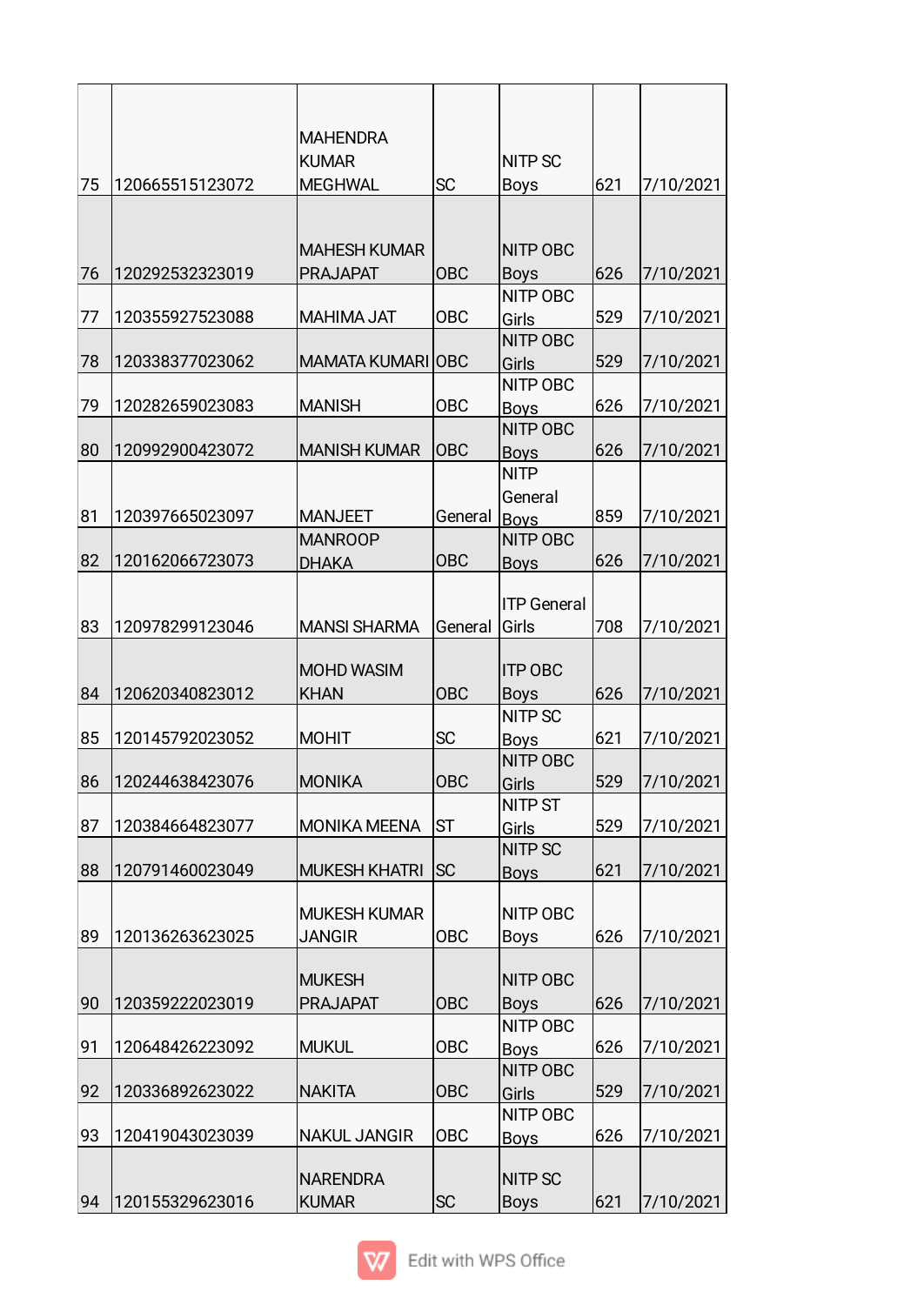| | | | | | | |
|---|---|---|---|---|---|---|
| 75 | 120665515123072 | MAHENDRA KUMAR MEGHWAL | SC | NITP SC Boys | 621 | 7/10/2021 |
| 76 | 120292532323019 | MAHESH KUMAR PRAJAPAT | OBC | NITP OBC Boys | 626 | 7/10/2021 |
| 77 | 120355927523088 | MAHIMA JAT | OBC | NITP OBC Girls | 529 | 7/10/2021 |
| 78 | 120338377023062 | MAMATA KUMARI | OBC | NITP OBC Girls | 529 | 7/10/2021 |
| 79 | 120282659023083 | MANISH | OBC | NITP OBC Boys | 626 | 7/10/2021 |
| 80 | 120992900423072 | MANISH KUMAR | OBC | NITP OBC Boys | 626 | 7/10/2021 |
| 81 | 120397665023097 | MANJEET | General | NITP General Boys | 859 | 7/10/2021 |
| 82 | 120162066723073 | MANROOP DHAKA | OBC | NITP OBC Boys | 626 | 7/10/2021 |
| 83 | 120978299123046 | MANSI SHARMA | General | ITP General Girls | 708 | 7/10/2021 |
| 84 | 120620340823012 | MOHD WASIM KHAN | OBC | ITP OBC Boys | 626 | 7/10/2021 |
| 85 | 120145792023052 | MOHIT | SC | NITP SC Boys | 621 | 7/10/2021 |
| 86 | 120244638423076 | MONIKA | OBC | NITP OBC Girls | 529 | 7/10/2021 |
| 87 | 120384664823077 | MONIKA MEENA | ST | NITP ST Girls | 529 | 7/10/2021 |
| 88 | 120791460023049 | MUKESH KHATRI | SC | NITP SC Boys | 621 | 7/10/2021 |
| 89 | 120136263623025 | MUKESH KUMAR JANGIR | OBC | NITP OBC Boys | 626 | 7/10/2021 |
| 90 | 120359222023019 | MUKESH PRAJAPAT | OBC | NITP OBC Boys | 626 | 7/10/2021 |
| 91 | 120648426223092 | MUKUL | OBC | NITP OBC Boys | 626 | 7/10/2021 |
| 92 | 120336892623022 | NAKITA | OBC | NITP OBC Girls | 529 | 7/10/2021 |
| 93 | 120419043023039 | NAKUL JANGIR | OBC | NITP OBC Boys | 626 | 7/10/2021 |
| 94 | 120155329623016 | NARENDRA KUMAR | SC | NITP SC Boys | 621 | 7/10/2021 |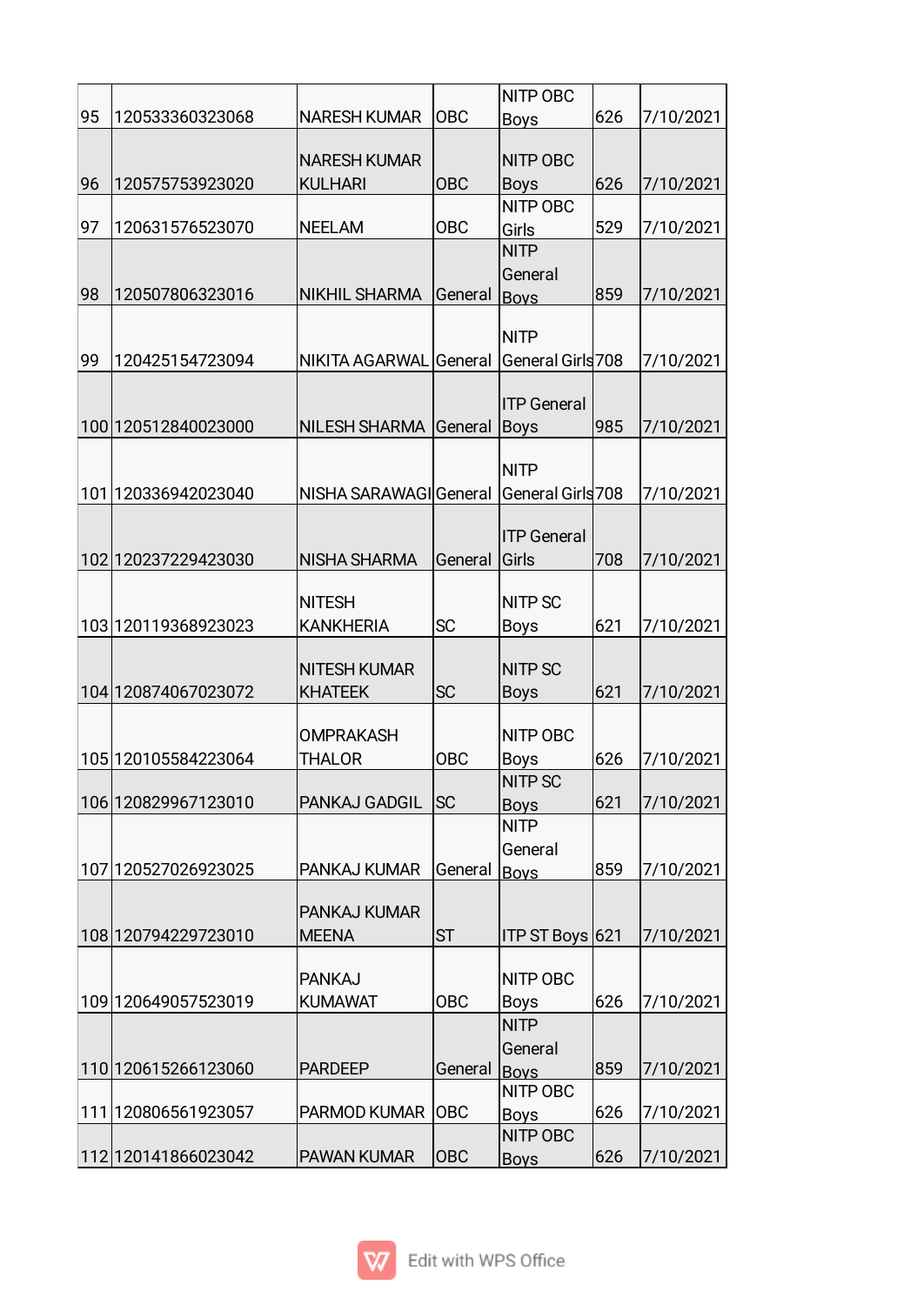| 95 | 120533360323068 | NARESH KUMAR | OBC | NITP OBC Boys | 626 | 7/10/2021 |
|---|---|---|---|---|---|---|
| 96 | 120575753923020 | NARESH KUMAR KULHARI | OBC | NITP OBC Boys | 626 | 7/10/2021 |
| 97 | 120631576523070 | NEELAM | OBC | NITP OBC Girls | 529 | 7/10/2021 |
| 98 | 120507806323016 | NIKHIL SHARMA | General | NITP General Boys | 859 | 7/10/2021 |
| 99 | 120425154723094 | NIKITA AGARWAL | General | NITP General Girls | 708 | 7/10/2021 |
| 100 | 120512840023000 | NILESH SHARMA | General | ITP General Boys | 985 | 7/10/2021 |
| 101 | 120336942023040 | NISHA SARAWAGI | General | NITP General Girls | 708 | 7/10/2021 |
| 102 | 120237229423030 | NISHA SHARMA | General | ITP General Girls | 708 | 7/10/2021 |
| 103 | 120119368923023 | NITESH KANKHERIA | SC | NITP SC Boys | 621 | 7/10/2021 |
| 104 | 120874067023072 | NITESH KUMAR KHATEEK | SC | NITP SC Boys | 621 | 7/10/2021 |
| 105 | 120105584223064 | OMPRAKASH THALOR | OBC | NITP OBC Boys | 626 | 7/10/2021 |
| 106 | 120829967123010 | PANKAJ GADGIL | SC | NITP SC Boys | 621 | 7/10/2021 |
| 107 | 120527026923025 | PANKAJ KUMAR | General | NITP General Boys | 859 | 7/10/2021 |
| 108 | 120794229723010 | PANKAJ KUMAR MEENA | ST | ITP ST Boys | 621 | 7/10/2021 |
| 109 | 120649057523019 | PANKAJ KUMAWAT | OBC | NITP OBC Boys | 626 | 7/10/2021 |
| 110 | 120615266123060 | PARDEEP | General | NITP General Boys | 859 | 7/10/2021 |
| 111 | 120806561923057 | PARMOD KUMAR | OBC | NITP OBC Boys | 626 | 7/10/2021 |
| 112 | 120141866023042 | PAWAN KUMAR | OBC | NITP OBC Boys | 626 | 7/10/2021 |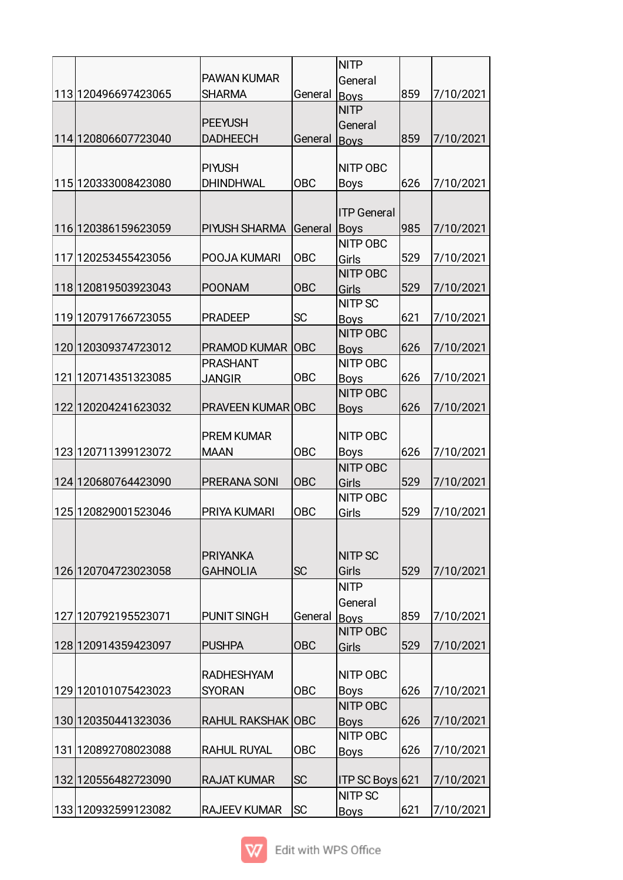| | | | | | | |
|---|---|---|---|---|---|---|
| 113 | 120496697423065 | PAWAN KUMAR SHARMA | General | NITP General Boys | 859 | 7/10/2021 |
| 114 | 120806607723040 | PEEYUSH DADHEECH | General | NITP General Boys | 859 | 7/10/2021 |
| 115 | 120333008423080 | PIYUSH DHINDHWAL | OBC | NITP OBC Boys | 626 | 7/10/2021 |
| 116 | 120386159623059 | PIYUSH SHARMA | General | ITP General Boys | 985 | 7/10/2021 |
| 117 | 120253455423056 | POOJA KUMARI | OBC | NITP OBC Girls | 529 | 7/10/2021 |
| 118 | 120819503923043 | POONAM | OBC | NITP OBC Girls | 529 | 7/10/2021 |
| 119 | 120791766723055 | PRADEEP | SC | NITP SC Boys | 621 | 7/10/2021 |
| 120 | 120309374723012 | PRAMOD KUMAR | OBC | NITP OBC Boys | 626 | 7/10/2021 |
| 121 | 120714351323085 | PRASHANT JANGIR | OBC | NITP OBC Boys | 626 | 7/10/2021 |
| 122 | 120204241623032 | PRAVEEN KUMAR | OBC | NITP OBC Boys | 626 | 7/10/2021 |
| 123 | 120711399123072 | PREM KUMAR MAAN | OBC | NITP OBC Boys | 626 | 7/10/2021 |
| 124 | 120680764423090 | PRERANA SONI | OBC | NITP OBC Girls | 529 | 7/10/2021 |
| 125 | 120829001523046 | PRIYA KUMARI | OBC | NITP OBC Girls | 529 | 7/10/2021 |
| 126 | 120704723023058 | PRIYANKA GAHNOLIA | SC | NITP SC Girls | 529 | 7/10/2021 |
| 127 | 120792195523071 | PUNIT SINGH | General | NITP General Boys | 859 | 7/10/2021 |
| 128 | 120914359423097 | PUSHPA | OBC | NITP OBC Girls | 529 | 7/10/2021 |
| 129 | 120101075423023 | RADHESHYAM SYORAN | OBC | NITP OBC Boys | 626 | 7/10/2021 |
| 130 | 120350441323036 | RAHUL RAKSHAK | OBC | NITP OBC Boys | 626 | 7/10/2021 |
| 131 | 120892708023088 | RAHUL RUYAL | OBC | NITP OBC Boys | 626 | 7/10/2021 |
| 132 | 120556482723090 | RAJAT KUMAR | SC | ITP SC Boys | 621 | 7/10/2021 |
| 133 | 120932599123082 | RAJEEV KUMAR | SC | NITP SC Boys | 621 | 7/10/2021 |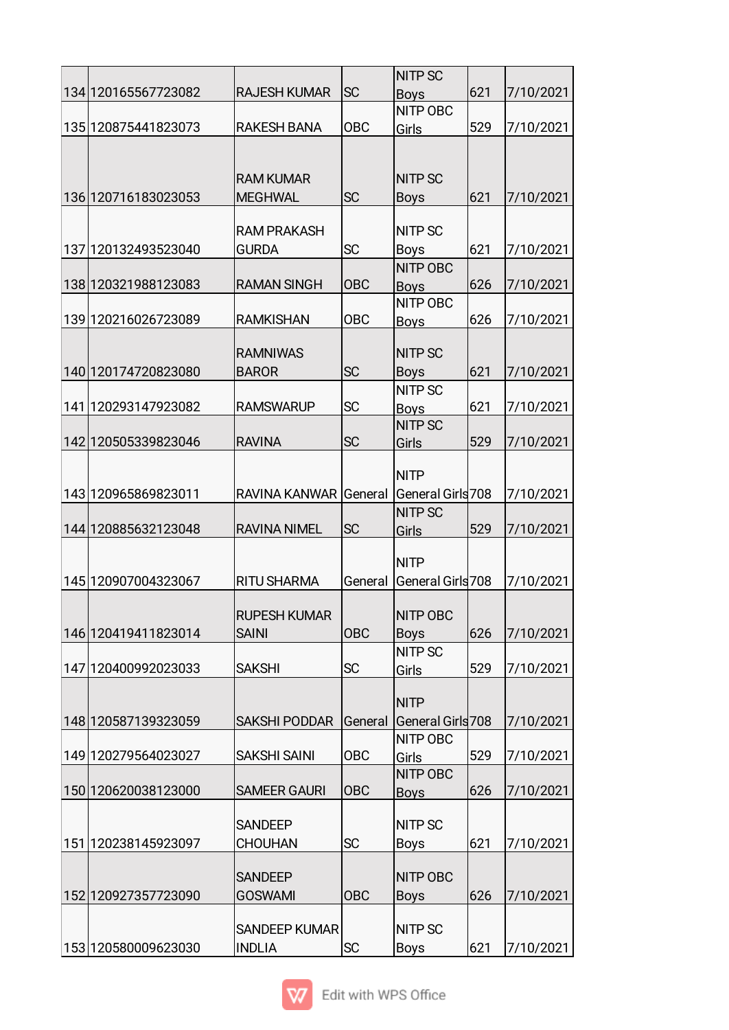| 134 | 120165567723082 | RAJESH KUMAR | SC | NITP SC Boys | 621 | 7/10/2021 |
|---|---|---|---|---|---|---|
| 135 | 120875441823073 | RAKESH BANA | OBC | NITP OBC Girls | 529 | 7/10/2021 |
| 136 | 120716183023053 | RAM KUMAR MEGHWAL | SC | NITP SC Boys | 621 | 7/10/2021 |
| 137 | 120132493523040 | RAM PRAKASH GURDA | SC | NITP SC Boys | 621 | 7/10/2021 |
| 138 | 120321988123083 | RAMAN SINGH | OBC | NITP OBC Boys | 626 | 7/10/2021 |
| 139 | 120216026723089 | RAMKISHAN | OBC | NITP OBC Boys | 626 | 7/10/2021 |
| 140 | 120174720823080 | RAMNIWAS BAROR | SC | NITP SC Boys | 621 | 7/10/2021 |
| 141 | 120293147923082 | RAMSWARUP | SC | NITP SC Boys | 621 | 7/10/2021 |
| 142 | 120505339823046 | RAVINA | SC | NITP SC Girls | 529 | 7/10/2021 |
| 143 | 120965869823011 | RAVINA KANWAR | General | NITP General Girls | 708 | 7/10/2021 |
| 144 | 120885632123048 | RAVINA NIMEL | SC | NITP SC Girls | 529 | 7/10/2021 |
| 145 | 120907004323067 | RITU SHARMA | General | NITP General Girls | 708 | 7/10/2021 |
| 146 | 120419411823014 | RUPESH KUMAR SAINI | OBC | NITP OBC Boys | 626 | 7/10/2021 |
| 147 | 120400992023033 | SAKSHI | SC | NITP SC Girls | 529 | 7/10/2021 |
| 148 | 120587139323059 | SAKSHI PODDAR | General | NITP General Girls | 708 | 7/10/2021 |
| 149 | 120279564023027 | SAKSHI SAINI | OBC | NITP OBC Girls | 529 | 7/10/2021 |
| 150 | 120620038123000 | SAMEER GAURI | OBC | NITP OBC Boys | 626 | 7/10/2021 |
| 151 | 120238145923097 | SANDEEP CHOUHAN | SC | NITP SC Boys | 621 | 7/10/2021 |
| 152 | 120927357723090 | SANDEEP GOSWAMI | OBC | NITP OBC Boys | 626 | 7/10/2021 |
| 153 | 120580009623030 | SANDEEP KUMAR INDLIA | SC | NITP SC Boys | 621 | 7/10/2021 |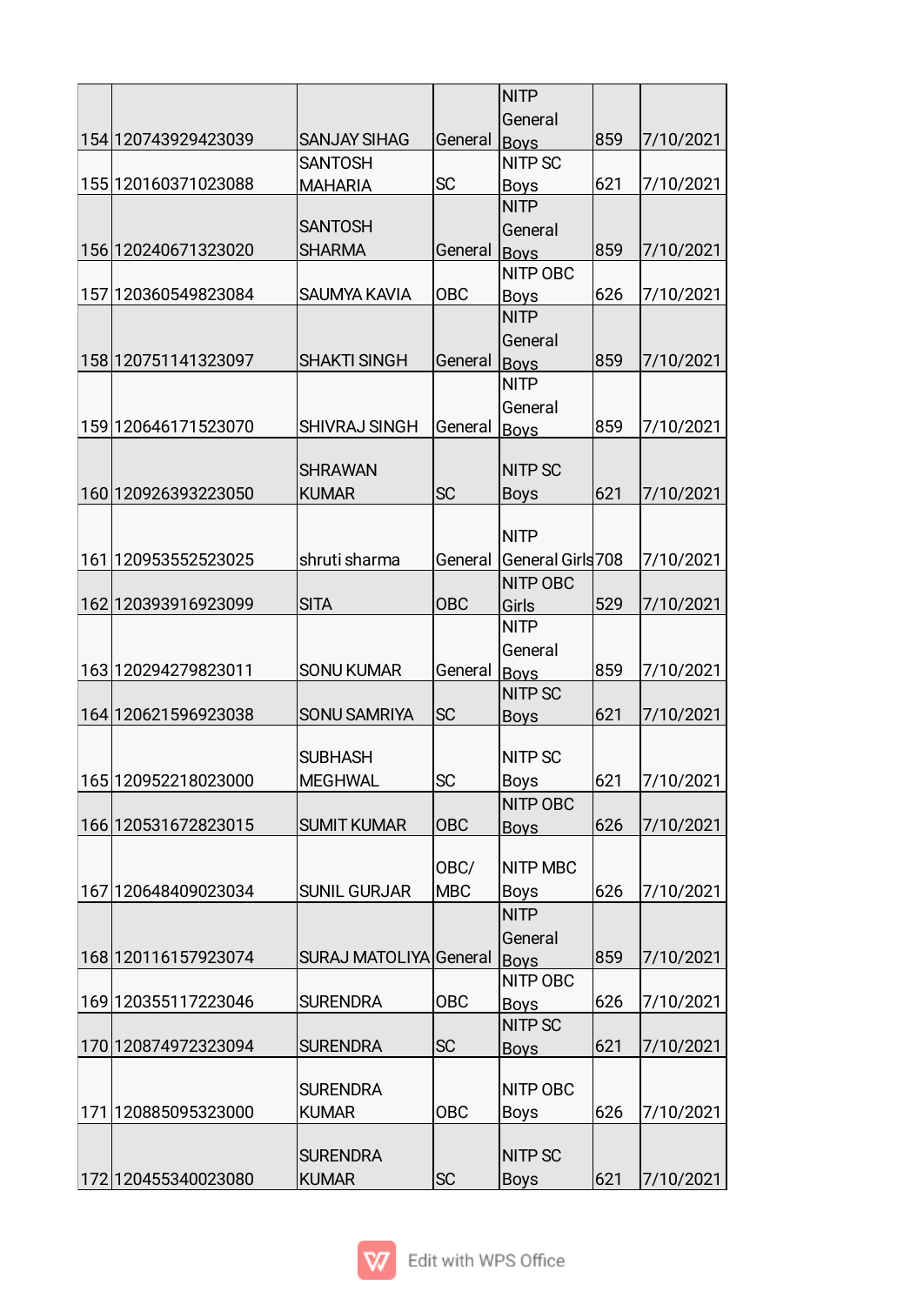| | | | | | | |
|---|---|---|---|---|---|---|
| 154 | 120743929423039 | SANJAY SIHAG | General | NITP General Boys | 859 | 7/10/2021 |
| 155 | 120160371023088 | SANTOSH MAHARIA | SC | NITP SC Boys | 621 | 7/10/2021 |
| 156 | 120240671323020 | SANTOSH SHARMA | General | NITP General Boys | 859 | 7/10/2021 |
| 157 | 120360549823084 | SAUMYA KAVIA | OBC | NITP OBC Boys | 626 | 7/10/2021 |
| 158 | 120751141323097 | SHAKTI SINGH | General | NITP General Boys | 859 | 7/10/2021 |
| 159 | 120646171523070 | SHIVRAJ SINGH | General | NITP General Boys | 859 | 7/10/2021 |
| 160 | 120926393223050 | SHRAWAN KUMAR | SC | NITP SC Boys | 621 | 7/10/2021 |
| 161 | 120953552523025 | shruti sharma | General | NITP General Girls | 708 | 7/10/2021 |
| 162 | 120393916923099 | SITA | OBC | NITP OBC Girls | 529 | 7/10/2021 |
| 163 | 120294279823011 | SONU KUMAR | General | NITP General Boys | 859 | 7/10/2021 |
| 164 | 120621596923038 | SONU SAMRIYA | SC | NITP SC Boys | 621 | 7/10/2021 |
| 165 | 120952218023000 | SUBHASH MEGHWAL | SC | NITP SC Boys | 621 | 7/10/2021 |
| 166 | 120531672823015 | SUMIT KUMAR | OBC | NITP OBC Boys | 626 | 7/10/2021 |
| 167 | 120648409023034 | SUNIL GURJAR | OBC/ MBC | NITP MBC Boys | 626 | 7/10/2021 |
| 168 | 120116157923074 | SURAJ MATOLIYA | General | NITP General Boys | 859 | 7/10/2021 |
| 169 | 120355117223046 | SURENDRA | OBC | NITP OBC Boys | 626 | 7/10/2021 |
| 170 | 120874972323094 | SURENDRA | SC | NITP SC Boys | 621 | 7/10/2021 |
| 171 | 120885095323000 | SURENDRA KUMAR | OBC | NITP OBC Boys | 626 | 7/10/2021 |
| 172 | 120455340023080 | SURENDRA KUMAR | SC | NITP SC Boys | 621 | 7/10/2021 |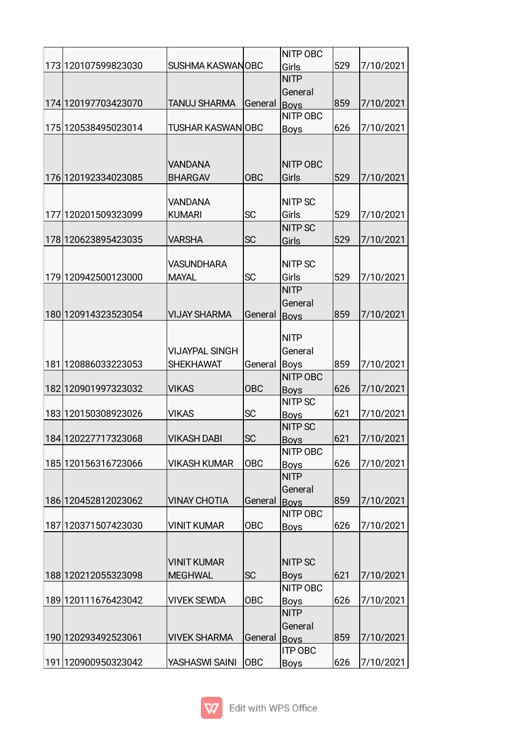| | | | | | | |
|---|---|---|---|---|---|---|
| 173 | 120107599823030 | SUSHMA KASWAN | OBC | NITP OBC Girls | 529 | 7/10/2021 |
| 174 | 120197703423070 | TANUJ SHARMA | General | NITP General Boys | 859 | 7/10/2021 |
| 175 | 120538495023014 | TUSHAR KASWAN | OBC | NITP OBC Boys | 626 | 7/10/2021 |
| 176 | 120192334023085 | VANDANA BHARGAV | OBC | NITP OBC Girls | 529 | 7/10/2021 |
| 177 | 120201509323099 | VANDANA KUMARI | SC | NITP SC Girls | 529 | 7/10/2021 |
| 178 | 120623895423035 | VARSHA | SC | NITP SC Girls | 529 | 7/10/2021 |
| 179 | 120942500123000 | VASUNDHARA MAYAL | SC | NITP SC Girls | 529 | 7/10/2021 |
| 180 | 120914323523054 | VIJAY SHARMA | General | NITP General Boys | 859 | 7/10/2021 |
| 181 | 120886033223053 | VIJAYPAL SINGH SHEKHAWAT | General | NITP General Boys | 859 | 7/10/2021 |
| 182 | 120901997323032 | VIKAS | OBC | NITP OBC Boys | 626 | 7/10/2021 |
| 183 | 120150308923026 | VIKAS | SC | NITP SC Boys | 621 | 7/10/2021 |
| 184 | 120227717323068 | VIKASH DABI | SC | NITP SC Boys | 621 | 7/10/2021 |
| 185 | 120156316723066 | VIKASH KUMAR | OBC | NITP OBC Boys | 626 | 7/10/2021 |
| 186 | 120452812023062 | VINAY CHOTIA | General | NITP General Boys | 859 | 7/10/2021 |
| 187 | 120371507423030 | VINIT KUMAR | OBC | NITP OBC Boys | 626 | 7/10/2021 |
| 188 | 120212055323098 | VINIT KUMAR MEGHWAL | SC | NITP SC Boys | 621 | 7/10/2021 |
| 189 | 120111676423042 | VIVEK SEWDA | OBC | NITP OBC Boys | 626 | 7/10/2021 |
| 190 | 120293492523061 | VIVEK SHARMA | General | NITP General Boys | 859 | 7/10/2021 |
| 191 | 120900950323042 | YASHASWI SAINI | OBC | ITP OBC Boys | 626 | 7/10/2021 |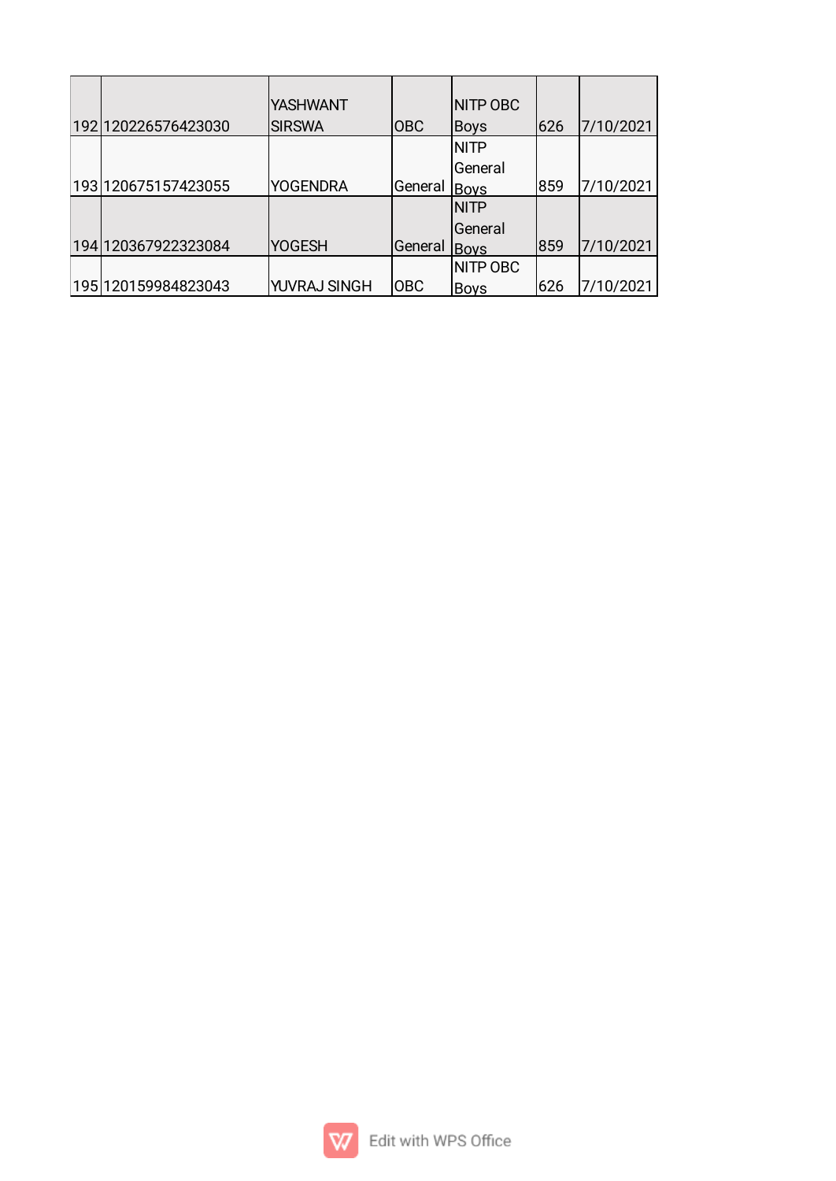| | | | | | | |
|---|---|---|---|---|---|---|
| 192 | 120226576423030 | YASHWANT SIRSWA | OBC | NITP OBC Boys | 626 | 7/10/2021 |
| 193 | 120675157423055 | YOGENDRA | General | NITP General Boys | 859 | 7/10/2021 |
| 194 | 120367922323084 | YOGESH | General | NITP General Boys | 859 | 7/10/2021 |
| 195 | 120159984823043 | YUVRAJ SINGH | OBC | NITP OBC Boys | 626 | 7/10/2021 |